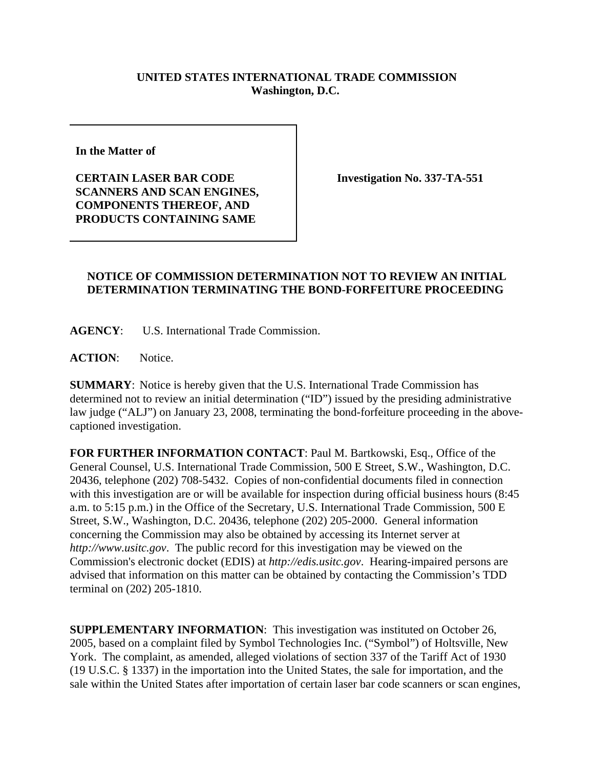**UNITED STATES INTERNATIONAL TRADE COMMISSION**
**Washington, D.C.**

| In the Matter of | |
|---|---|
| **CERTAIN LASER BAR CODE SCANNERS AND SCAN ENGINES, COMPONENTS THEREOF, AND PRODUCTS CONTAINING SAME** | **Investigation No. 337-TA-551** |

**NOTICE OF COMMISSION DETERMINATION NOT TO REVIEW AN INITIAL DETERMINATION TERMINATING THE BOND-FORFEITURE PROCEEDING**

**AGENCY**: U.S. International Trade Commission.

**ACTION**: Notice.

**SUMMARY**: Notice is hereby given that the U.S. International Trade Commission has determined not to review an initial determination ("ID") issued by the presiding administrative law judge ("ALJ") on January 23, 2008, terminating the bond-forfeiture proceeding in the above-captioned investigation.

**FOR FURTHER INFORMATION CONTACT**: Paul M. Bartkowski, Esq., Office of the General Counsel, U.S. International Trade Commission, 500 E Street, S.W., Washington, D.C. 20436, telephone (202) 708-5432. Copies of non-confidential documents filed in connection with this investigation are or will be available for inspection during official business hours (8:45 a.m. to 5:15 p.m.) in the Office of the Secretary, U.S. International Trade Commission, 500 E Street, S.W., Washington, D.C. 20436, telephone (202) 205-2000. General information concerning the Commission may also be obtained by accessing its Internet server at *http://www.usitc.gov*. The public record for this investigation may be viewed on the Commission's electronic docket (EDIS) at *http://edis.usitc.gov*. Hearing-impaired persons are advised that information on this matter can be obtained by contacting the Commission's TDD terminal on (202) 205-1810.

**SUPPLEMENTARY INFORMATION**: This investigation was instituted on October 26, 2005, based on a complaint filed by Symbol Technologies Inc. ("Symbol") of Holtsville, New York. The complaint, as amended, alleged violations of section 337 of the Tariff Act of 1930 (19 U.S.C. § 1337) in the importation into the United States, the sale for importation, and the sale within the United States after importation of certain laser bar code scanners or scan engines,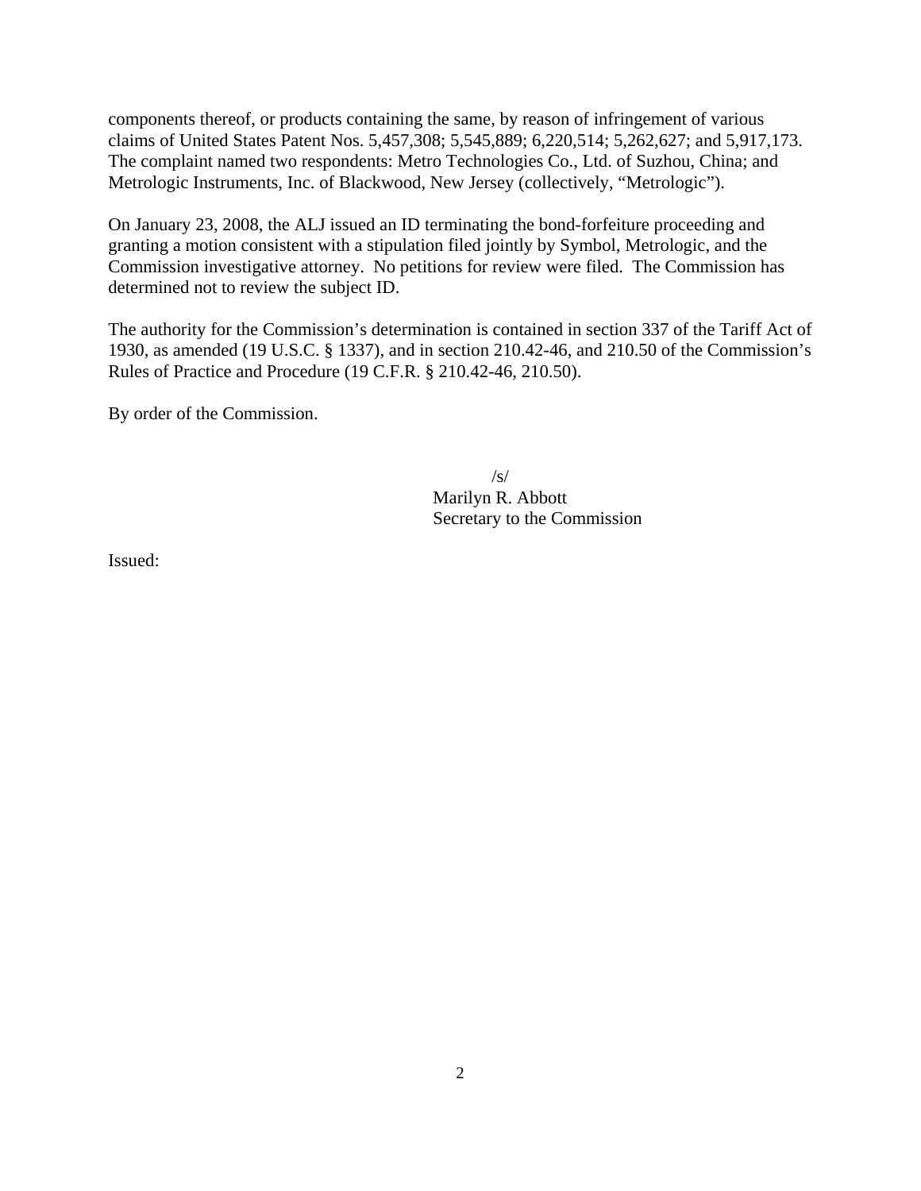components thereof, or products containing the same, by reason of infringement of various claims of United States Patent Nos. 5,457,308; 5,545,889; 6,220,514; 5,262,627; and 5,917,173. The complaint named two respondents: Metro Technologies Co., Ltd. of Suzhou, China; and Metrologic Instruments, Inc. of Blackwood, New Jersey (collectively, "Metrologic").

On January 23, 2008, the ALJ issued an ID terminating the bond-forfeiture proceeding and granting a motion consistent with a stipulation filed jointly by Symbol, Metrologic, and the Commission investigative attorney. No petitions for review were filed. The Commission has determined not to review the subject ID.

The authority for the Commission's determination is contained in section 337 of the Tariff Act of 1930, as amended (19 U.S.C. § 1337), and in section 210.42-46, and 210.50 of the Commission's Rules of Practice and Procedure (19 C.F.R. § 210.42-46, 210.50).

By order of the Commission.

/s/
Marilyn R. Abbott
Secretary to the Commission

Issued: